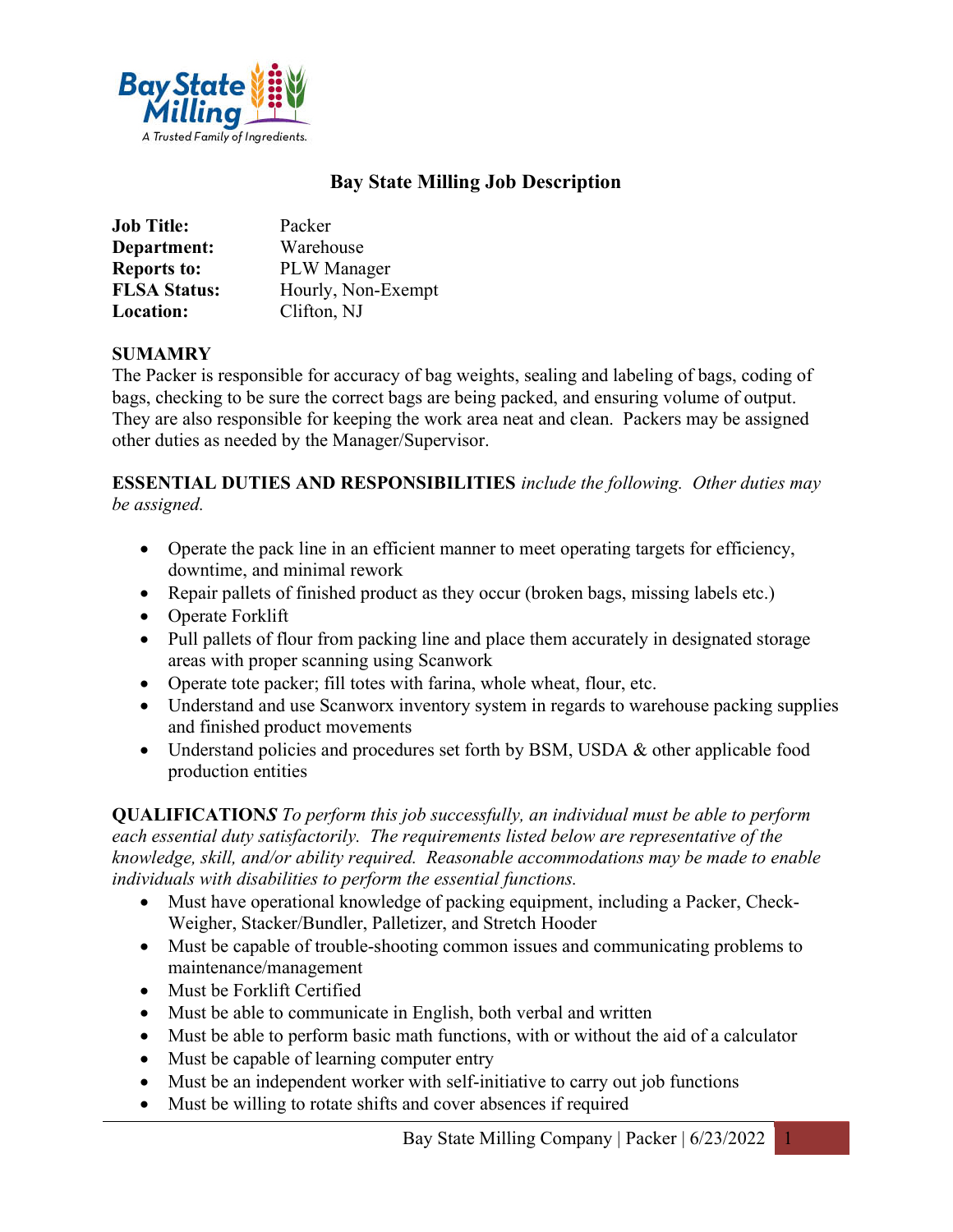# Bay State Milling Job Description

**Job Title:** Packer
**Department:** Warehouse
**Reports to:** PLW Manager
**FLSA Status:** Hourly, Non-Exempt
**Location:** Clifton, NJ

**SUMAMRY**

The Packer is responsible for accuracy of bag weights, sealing and labeling of bags, coding of bags, checking to be sure the correct bags are being packed, and ensuring volume of output. They are also responsible for keeping the work area neat and clean. Packers may be assigned other duties as needed by the Manager/Supervisor.

**ESSENTIAL DUTIES AND RESPONSIBILITIES** *include the following. Other duties may be assigned.*

- Operate the pack line in an efficient manner to meet operating targets for efficiency, downtime, and minimal rework
- Repair pallets of finished product as they occur (broken bags, missing labels etc.)
- Operate Forklift
- Pull pallets of flour from packing line and place them accurately in designated storage areas with proper scanning using Scanwork
- Operate tote packer; fill totes with farina, whole wheat, flour, etc.
- Understand and use Scanworx inventory system in regards to warehouse packing supplies and finished product movements
- Understand policies and procedures set forth by BSM, USDA & other applicable food production entities

**QUALIFICATIONS** *To perform this job successfully, an individual must be able to perform each essential duty satisfactorily. The requirements listed below are representative of the knowledge, skill, and/or ability required. Reasonable accommodations may be made to enable individuals with disabilities to perform the essential functions.*

- Must have operational knowledge of packing equipment, including a Packer, Check-Weigher, Stacker/Bundler, Palletizer, and Stretch Hooder
- Must be capable of trouble-shooting common issues and communicating problems to maintenance/management
- Must be Forklift Certified
- Must be able to communicate in English, both verbal and written
- Must be able to perform basic math functions, with or without the aid of a calculator
- Must be capable of learning computer entry
- Must be an independent worker with self-initiative to carry out job functions
- Must be willing to rotate shifts and cover absences if required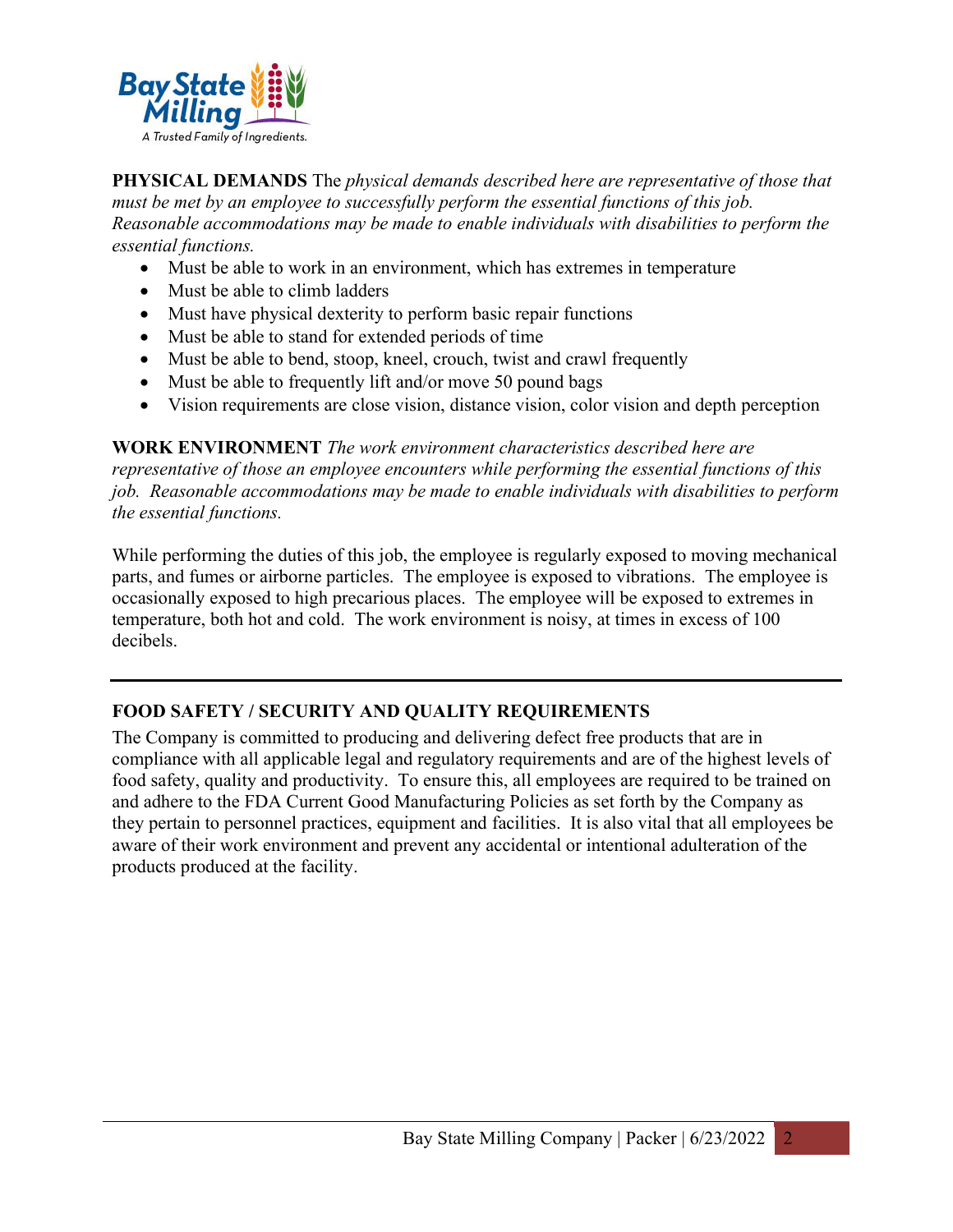**PHYSICAL DEMANDS** The *physical demands described here are representative of those that must be met by an employee to successfully perform the essential functions of this job. Reasonable accommodations may be made to enable individuals with disabilities to perform the essential functions.*

- Must be able to work in an environment, which has extremes in temperature
- Must be able to climb ladders
- Must have physical dexterity to perform basic repair functions
- Must be able to stand for extended periods of time
- Must be able to bend, stoop, kneel, crouch, twist and crawl frequently
- Must be able to frequently lift and/or move 50 pound bags
- Vision requirements are close vision, distance vision, color vision and depth perception

**WORK ENVIRONMENT** *The work environment characteristics described here are representative of those an employee encounters while performing the essential functions of this job. Reasonable accommodations may be made to enable individuals with disabilities to perform the essential functions.*

While performing the duties of this job, the employee is regularly exposed to moving mechanical parts, and fumes or airborne particles. The employee is exposed to vibrations. The employee is occasionally exposed to high precarious places. The employee will be exposed to extremes in temperature, both hot and cold. The work environment is noisy, at times in excess of 100 decibels.

---

**FOOD SAFETY / SECURITY AND QUALITY REQUIREMENTS**

The Company is committed to producing and delivering defect free products that are in compliance with all applicable legal and regulatory requirements and are of the highest levels of food safety, quality and productivity. To ensure this, all employees are required to be trained on and adhere to the FDA Current Good Manufacturing Policies as set forth by the Company as they pertain to personnel practices, equipment and facilities. It is also vital that all employees be aware of their work environment and prevent any accidental or intentional adulteration of the products produced at the facility.